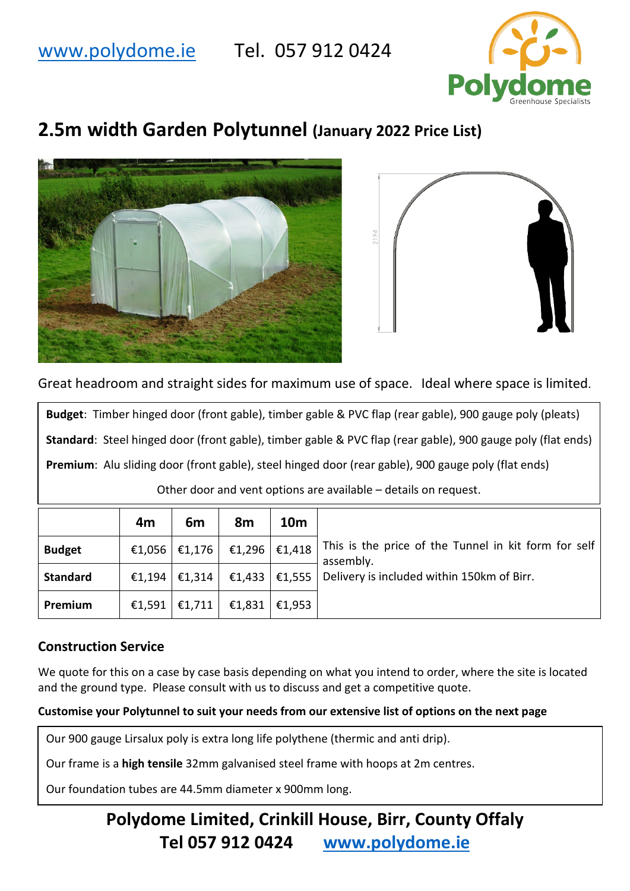www.polydome.ie Tel. 057 912 0424

Polydome Greenhouse Specialists

# 2.5m width Garden Polytunnel (January 2022 Price List)

Great headroom and straight sides for maximum use of space. Ideal where space is limited.

**Budget**: Timber hinged door (front gable), timber gable & PVC flap (rear gable), 900 gauge poly (pleats)

**Standard**: Steel hinged door (front gable), timber gable & PVC flap (rear gable), 900 gauge poly (flat ends)

**Premium**: Alu sliding door (front gable), steel hinged door (rear gable), 900 gauge poly (flat ends)

Other door and vent options are available – details on request.

| | 4m | 6m | 8m | 10m |
|---|---|---|---|---|
| **Budget** | €1,056 | €1,176 | €1,296 | €1,418 |
| **Standard** | €1,194 | €1,314 | €1,433 | €1,555 |
| **Premium** | €1,591 | €1,711 | €1,831 | €1,953 |

This is the price of the Tunnel in kit form for self assembly.
Delivery is included within 150km of Birr.

## Construction Service

We quote for this on a case by case basis depending on what you intend to order, where the site is located and the ground type. Please consult with us to discuss and get a competitive quote.

**Customise your Polytunnel to suit your needs from our extensive list of options on the next page**

Our 900 gauge Lirsalux poly is extra long life polythene (thermic and anti drip).

Our frame is a **high tensile** 32mm galvanised steel frame with hoops at 2m centres.

Our foundation tubes are 44.5mm diameter x 900mm long.

**Polydome Limited, Crinkill House, Birr, County Offaly**
**Tel 057 912 0424 www.polydome.ie**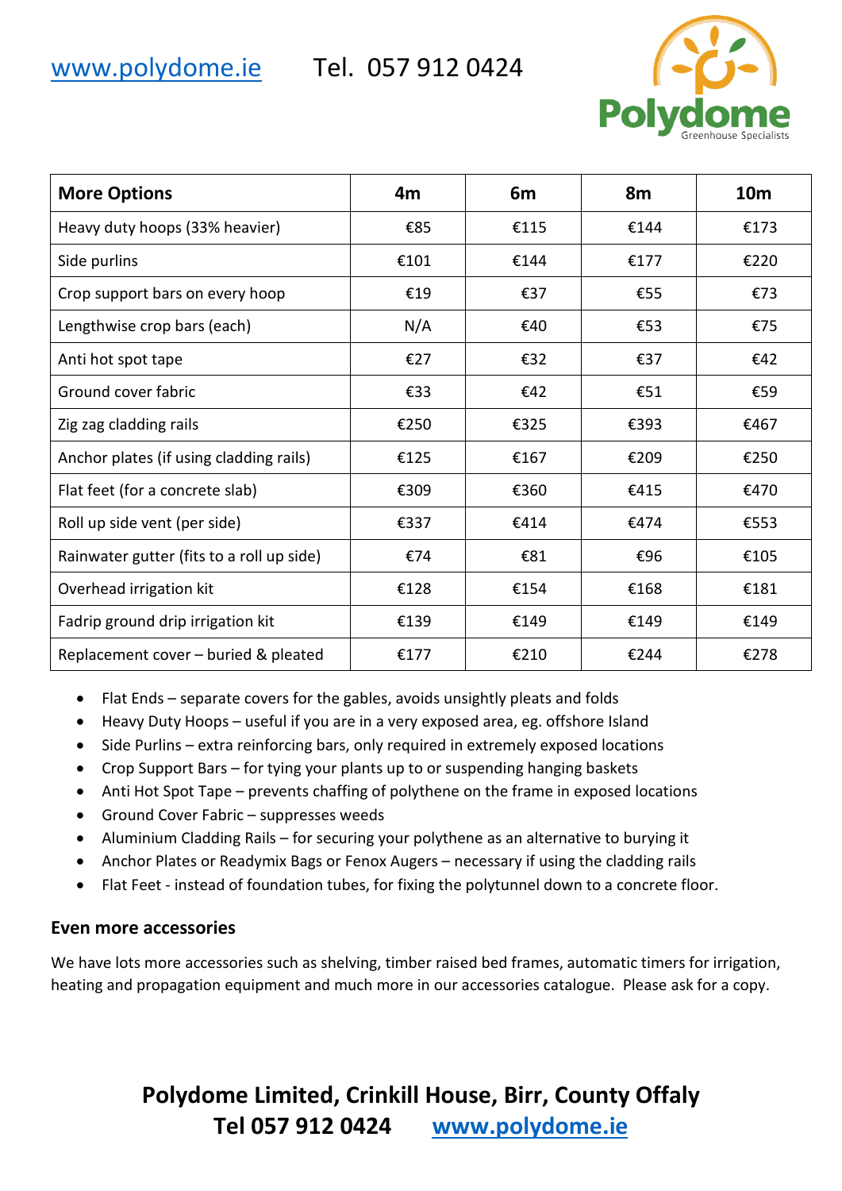www.polydome.ie Tel. 057 912 0424

Polydome
Greenhouse Specialists

| More Options | 4m | 6m | 8m | 10m |
|---|---|---|---|---|
| Heavy duty hoops (33% heavier) | €85 | €115 | €144 | €173 |
| Side purlins | €101 | €144 | €177 | €220 |
| Crop support bars on every hoop | €19 | €37 | €55 | €73 |
| Lengthwise crop bars (each) | N/A | €40 | €53 | €75 |
| Anti hot spot tape | €27 | €32 | €37 | €42 |
| Ground cover fabric | €33 | €42 | €51 | €59 |
| Zig zag cladding rails | €250 | €325 | €393 | €467 |
| Anchor plates (if using cladding rails) | €125 | €167 | €209 | €250 |
| Flat feet (for a concrete slab) | €309 | €360 | €415 | €470 |
| Roll up side vent (per side) | €337 | €414 | €474 | €553 |
| Rainwater gutter (fits to a roll up side) | €74 | €81 | €96 | €105 |
| Overhead irrigation kit | €128 | €154 | €168 | €181 |
| Fadrip ground drip irrigation kit | €139 | €149 | €149 | €149 |
| Replacement cover – buried & pleated | €177 | €210 | €244 | €278 |

- Flat Ends – separate covers for the gables, avoids unsightly pleats and folds
- Heavy Duty Hoops – useful if you are in a very exposed area, eg. offshore Island
- Side Purlins – extra reinforcing bars, only required in extremely exposed locations
- Crop Support Bars – for tying your plants up to or suspending hanging baskets
- Anti Hot Spot Tape – prevents chaffing of polythene on the frame in exposed locations
- Ground Cover Fabric – suppresses weeds
- Aluminium Cladding Rails – for securing your polythene as an alternative to burying it
- Anchor Plates or Readymix Bags or Fenox Augers – necessary if using the cladding rails
- Flat Feet - instead of foundation tubes, for fixing the polytunnel down to a concrete floor.

### Even more accessories

We have lots more accessories such as shelving, timber raised bed frames, automatic timers for irrigation, heating and propagation equipment and much more in our accessories catalogue. Please ask for a copy.

**Polydome Limited, Crinkill House, Birr, County Offaly**
**Tel 057 912 0424 www.polydome.ie**